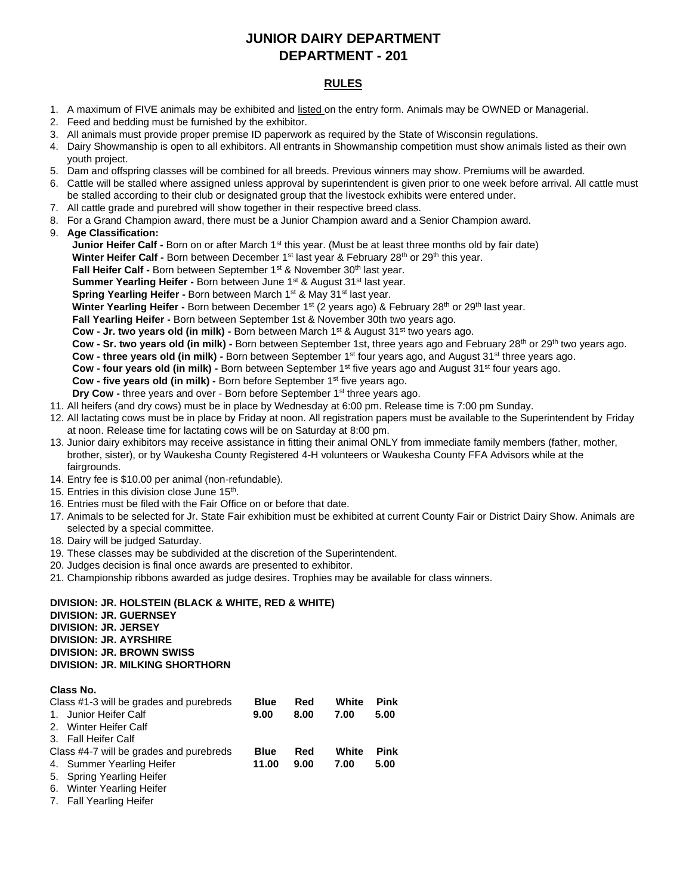# JUNIOR DAIRY DEPARTMENT
# DEPARTMENT - 201

## RULES

1. A maximum of FIVE animals may be exhibited and listed on the entry form. Animals may be OWNED or Managerial.
2. Feed and bedding must be furnished by the exhibitor.
3. All animals must provide proper premise ID paperwork as required by the State of Wisconsin regulations.
4. Dairy Showmanship is open to all exhibitors. All entrants in Showmanship competition must show animals listed as their own youth project.
5. Dam and offspring classes will be combined for all breeds. Previous winners may show. Premiums will be awarded.
6. Cattle will be stalled where assigned unless approval by superintendent is given prior to one week before arrival. All cattle must be stalled according to their club or designated group that the livestock exhibits were entered under.
7. All cattle grade and purebred will show together in their respective breed class.
8. For a Grand Champion award, there must be a Junior Champion award and a Senior Champion award.
9. **Age Classification:**
   **Junior Heifer Calf -** Born on or after March 1st this year. (Must be at least three months old by fair date)
   **Winter Heifer Calf -** Born between December 1st last year & February 28th or 29th this year.
   **Fall Heifer Calf -** Born between September 1st & November 30th last year.
   **Summer Yearling Heifer -** Born between June 1st & August 31st last year.
   **Spring Yearling Heifer -** Born between March 1st & May 31st last year.
   **Winter Yearling Heifer -** Born between December 1st (2 years ago) & February 28th or 29th last year.
   **Fall Yearling Heifer -** Born between September 1st & November 30th two years ago.
   **Cow - Jr. two years old (in milk) -** Born between March 1st & August 31st two years ago.
   **Cow - Sr. two years old (in milk) -** Born between September 1st, three years ago and February 28th or 29th two years ago.
   **Cow - three years old (in milk) -** Born between September 1st four years ago, and August 31st three years ago.
   **Cow - four years old (in milk) -** Born between September 1st five years ago and August 31st four years ago.
   **Cow - five years old (in milk) -** Born before September 1st five years ago.
   **Dry Cow -** three years and over - Born before September 1st three years ago.
11. All heifers (and dry cows) must be in place by Wednesday at 6:00 pm. Release time is 7:00 pm Sunday.
12. All lactating cows must be in place by Friday at noon. All registration papers must be available to the Superintendent by Friday at noon. Release time for lactating cows will be on Saturday at 8:00 pm.
13. Junior dairy exhibitors may receive assistance in fitting their animal ONLY from immediate family members (father, mother, brother, sister), or by Waukesha County Registered 4-H volunteers or Waukesha County FFA Advisors while at the fairgrounds.
14. Entry fee is $10.00 per animal (non-refundable).
15. Entries in this division close June 15th.
16. Entries must be filed with the Fair Office on or before that date.
17. Animals to be selected for Jr. State Fair exhibition must be exhibited at current County Fair or District Dairy Show. Animals are selected by a special committee.
18. Dairy will be judged Saturday.
19. These classes may be subdivided at the discretion of the Superintendent.
20. Judges decision is final once awards are presented to exhibitor.
21. Championship ribbons awarded as judge desires. Trophies may be available for class winners.

**DIVISION: JR. HOLSTEIN (BLACK & WHITE, RED & WHITE)**
**DIVISION: JR. GUERNSEY**
**DIVISION: JR. JERSEY**
**DIVISION: JR. AYRSHIRE**
**DIVISION: JR. BROWN SWISS**
**DIVISION: JR. MILKING SHORTHORN**

**Class No.**

| Class #1-3 will be grades and purebreds | Blue | Red | White | Pink |
|---|---|---|---|---|
| 1. Junior Heifer Calf | 9.00 | 8.00 | 7.00 | 5.00 |
| 2. Winter Heifer Calf | | | | |
| 3. Fall Heifer Calf | | | | |
| **Class #4-7 will be grades and purebreds** | **Blue** | **Red** | **White** | **Pink** |
| 4. Summer Yearling Heifer | 11.00 | 9.00 | 7.00 | 5.00 |
| 5. Spring Yearling Heifer | | | | |
| 6. Winter Yearling Heifer | | | | |
| 7. Fall Yearling Heifer | | | | |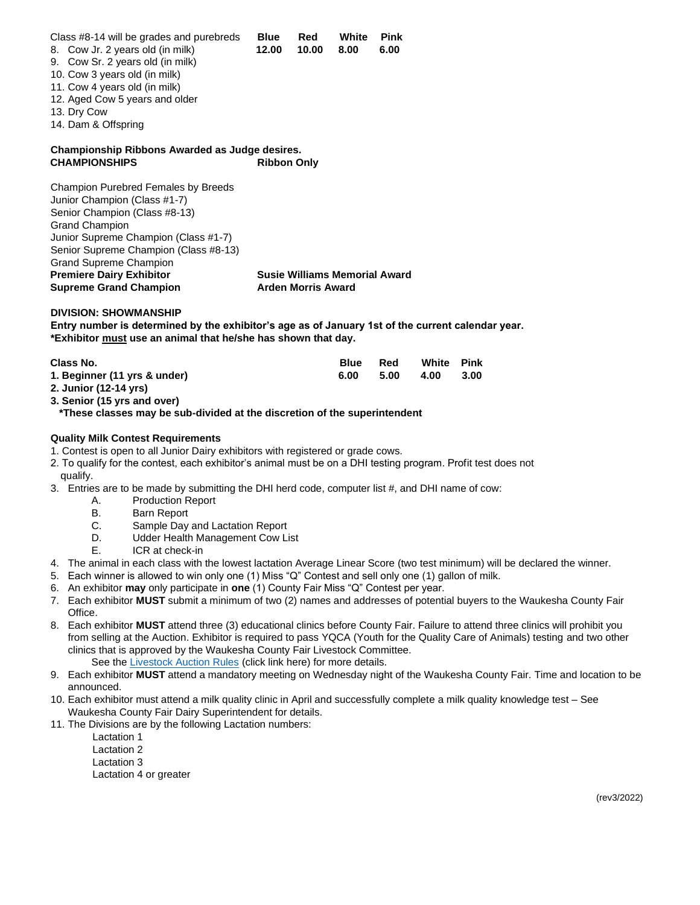| Class #8-14 will be grades and purebreds | Blue | Red | White | Pink |
|---|---|---|---|---|
| 8. Cow Jr. 2 years old (in milk) | 12.00 | 10.00 | 8.00 | 6.00 |
| 9. Cow Sr. 2 years old (in milk) | | | | |
| 10. Cow 3 years old (in milk) | | | | |
| 11. Cow 4 years old (in milk) | | | | |
| 12. Aged Cow 5 years and older | | | | |
| 13. Dry Cow | | | | |
| 14. Dam & Offspring | | | | |

**Championship Ribbons Awarded as Judge desires.**

**CHAMPIONSHIPS** — **Ribbon Only**

Champion Purebred Females by Breeds
Junior Champion (Class #1-7)
Senior Champion (Class #8-13)
Grand Champion
Junior Supreme Champion (Class #1-7)
Senior Supreme Champion (Class #8-13)
Grand Supreme Champion

**Premiere Dairy Exhibitor** — **Susie Williams Memorial Award**
**Supreme Grand Champion** — **Arden Morris Award**

**DIVISION: SHOWMANSHIP**

**Entry number is determined by the exhibitor's age as of January 1st of the current calendar year.**
**\*Exhibitor <u>must</u> use an animal that he/she has shown that day.**

| Class No. | Blue | Red | White | Pink |
|---|---|---|---|---|
| **1. Beginner (11 yrs & under)** | **6.00** | **5.00** | **4.00** | **3.00** |
| **2. Junior (12-14 yrs)** | | | | |
| **3. Senior (15 yrs and over)** | | | | |

**\*These classes may be sub-divided at the discretion of the superintendent**

**Quality Milk Contest Requirements**

1. Contest is open to all Junior Dairy exhibitors with registered or grade cows.
2. To qualify for the contest, each exhibitor's animal must be on a DHI testing program. Profit test does not qualify.
3. Entries are to be made by submitting the DHI herd code, computer list #, and DHI name of cow:
   - A. Production Report
   - B. Barn Report
   - C. Sample Day and Lactation Report
   - D. Udder Health Management Cow List
   - E. ICR at check-in
4. The animal in each class with the lowest lactation Average Linear Score (two test minimum) will be declared the winner.
5. Each winner is allowed to win only one (1) Miss "Q" Contest and sell only one (1) gallon of milk.
6. An exhibitor **may** only participate in **one** (1) County Fair Miss "Q" Contest per year.
7. Each exhibitor **MUST** submit a minimum of two (2) names and addresses of potential buyers to the Waukesha County Fair Office.
8. Each exhibitor **MUST** attend three (3) educational clinics before County Fair. Failure to attend three clinics will prohibit you from selling at the Auction. Exhibitor is required to pass YQCA (Youth for the Quality Care of Animals) testing and two other clinics that is approved by the Waukesha County Fair Livestock Committee.
   See the Livestock Auction Rules (click link here) for more details.
9. Each exhibitor **MUST** attend a mandatory meeting on Wednesday night of the Waukesha County Fair. Time and location to be announced.
10. Each exhibitor must attend a milk quality clinic in April and successfully complete a milk quality knowledge test – See Waukesha County Fair Dairy Superintendent for details.
11. The Divisions are by the following Lactation numbers:
    - Lactation 1
    - Lactation 2
    - Lactation 3
    - Lactation 4 or greater

(rev3/2022)